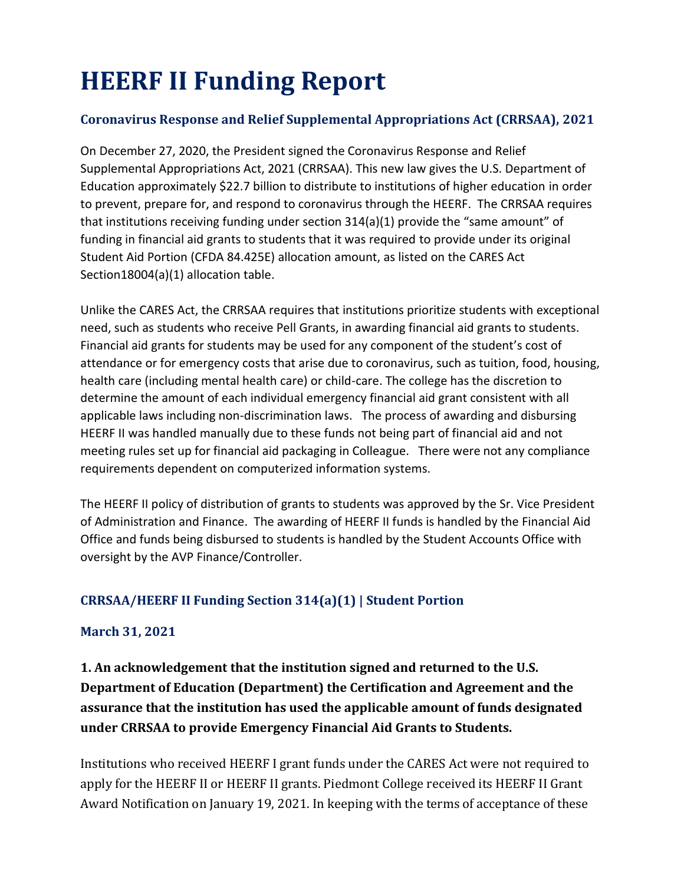# HEERF II Funding Report

### Coronavirus Response and Relief Supplemental Appropriations Act (CRRSAA), 2021

On December 27, 2020, the President signed the Coronavirus Response and Relief Supplemental Appropriations Act, 2021 (CRRSAA). This new law gives the U.S. Department of Education approximately $22.7 billion to distribute to institutions of higher education in order to prevent, prepare for, and respond to coronavirus through the HEERF. The CRRSAA requires that institutions receiving funding under section 314(a)(1) provide the "same amount" of funding in financial aid grants to students that it was required to provide under its original Student Aid Portion (CFDA 84.425E) allocation amount, as listed on the CARES Act Section18004(a)(1) allocation table.

Unlike the CARES Act, the CRRSAA requires that institutions prioritize students with exceptional need, such as students who receive Pell Grants, in awarding financial aid grants to students. Financial aid grants for students may be used for any component of the student's cost of attendance or for emergency costs that arise due to coronavirus, such as tuition, food, housing, health care (including mental health care) or child-care. The college has the discretion to determine the amount of each individual emergency financial aid grant consistent with all applicable laws including non-discrimination laws. The process of awarding and disbursing HEERF II was handled manually due to these funds not being part of financial aid and not meeting rules set up for financial aid packaging in Colleague. There were not any compliance requirements dependent on computerized information systems.

The HEERF II policy of distribution of grants to students was approved by the Sr. Vice President of Administration and Finance. The awarding of HEERF II funds is handled by the Financial Aid Office and funds being disbursed to students is handled by the Student Accounts Office with oversight by the AVP Finance/Controller.

### CRRSAA/HEERF II Funding Section 314(a)(1) | Student Portion

### March 31, 2021

**1. An acknowledgement that the institution signed and returned to the U.S. Department of Education (Department) the Certification and Agreement and the assurance that the institution has used the applicable amount of funds designated under CRRSAA to provide Emergency Financial Aid Grants to Students.**

Institutions who received HEERF I grant funds under the CARES Act were not required to apply for the HEERF II or HEERF II grants. Piedmont College received its HEERF II Grant Award Notification on January 19, 2021. In keeping with the terms of acceptance of these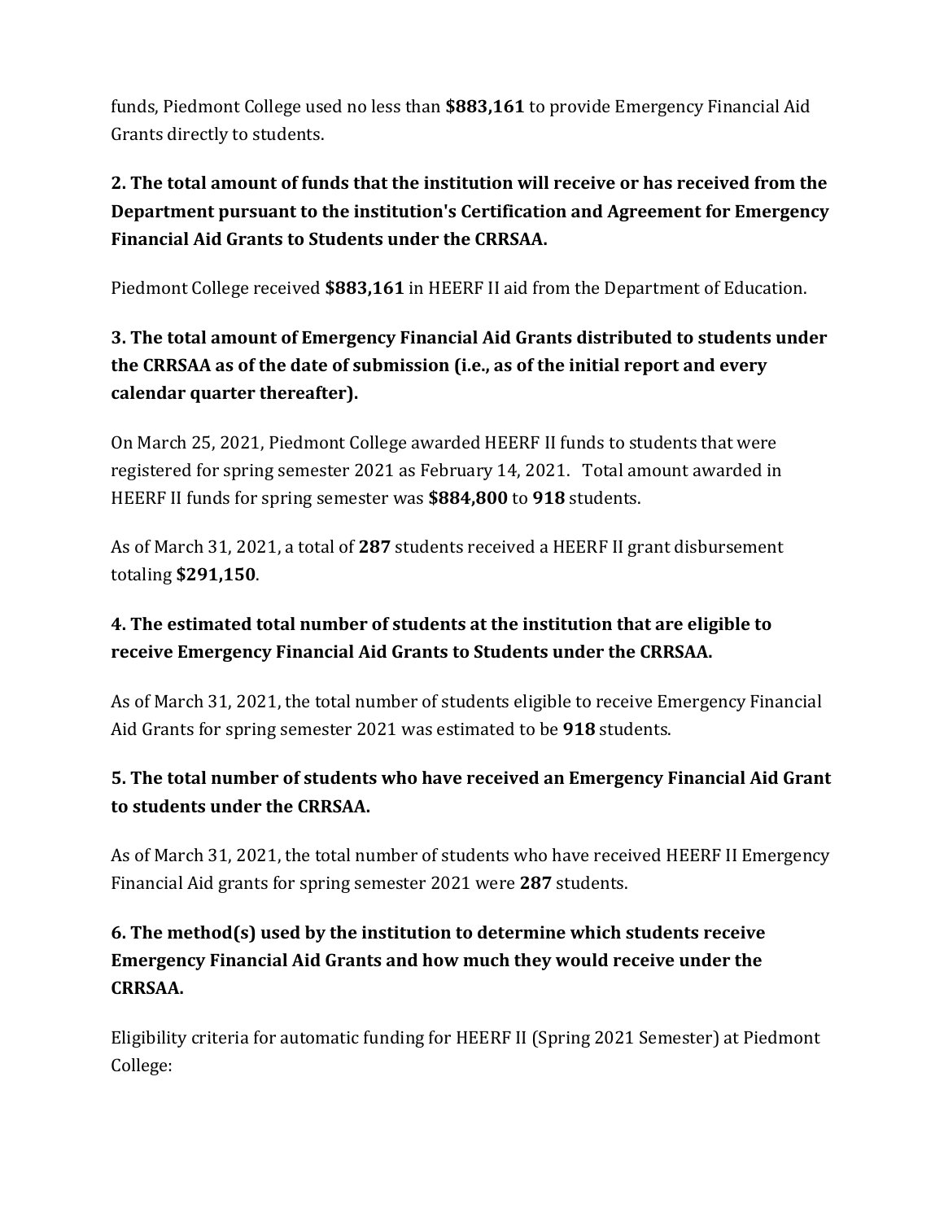funds, Piedmont College used no less than **$883,161** to provide Emergency Financial Aid Grants directly to students.

**2. The total amount of funds that the institution will receive or has received from the Department pursuant to the institution's Certification and Agreement for Emergency Financial Aid Grants to Students under the CRRSAA.**

Piedmont College received **$883,161** in HEERF II aid from the Department of Education.

**3. The total amount of Emergency Financial Aid Grants distributed to students under the CRRSAA as of the date of submission (i.e., as of the initial report and every calendar quarter thereafter).**

On March 25, 2021, Piedmont College awarded HEERF II funds to students that were registered for spring semester 2021 as February 14, 2021. Total amount awarded in HEERF II funds for spring semester was **$884,800** to **918** students.

As of March 31, 2021, a total of **287** students received a HEERF II grant disbursement totaling **$291,150**.

**4. The estimated total number of students at the institution that are eligible to receive Emergency Financial Aid Grants to Students under the CRRSAA.**

As of March 31, 2021, the total number of students eligible to receive Emergency Financial Aid Grants for spring semester 2021 was estimated to be **918** students.

**5. The total number of students who have received an Emergency Financial Aid Grant to students under the CRRSAA.**

As of March 31, 2021, the total number of students who have received HEERF II Emergency Financial Aid grants for spring semester 2021 were **287** students.

**6. The method(s) used by the institution to determine which students receive Emergency Financial Aid Grants and how much they would receive under the CRRSAA.**

Eligibility criteria for automatic funding for HEERF II (Spring 2021 Semester) at Piedmont College: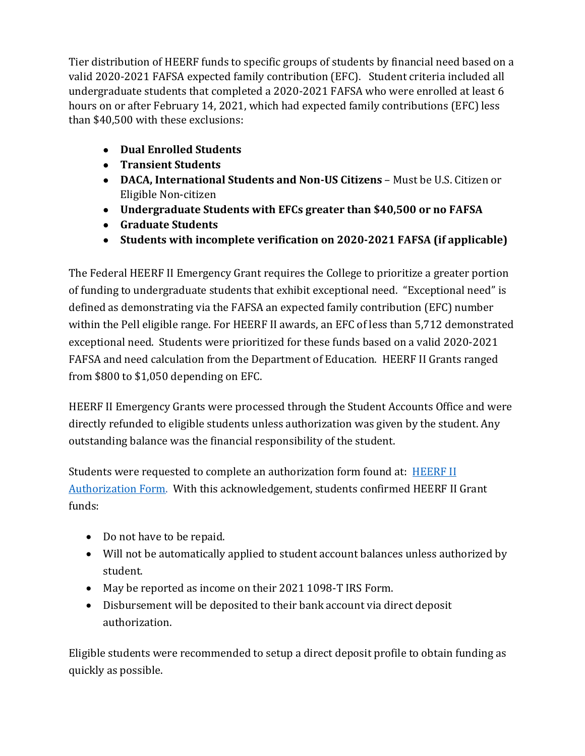Tier distribution of HEERF funds to specific groups of students by financial need based on a valid 2020-2021 FAFSA expected family contribution (EFC). Student criteria included all undergraduate students that completed a 2020-2021 FAFSA who were enrolled at least 6 hours on or after February 14, 2021, which had expected family contributions (EFC) less than $40,500 with these exclusions:

- **Dual Enrolled Students**
- **Transient Students**
- **DACA, International Students and Non-US Citizens** – Must be U.S. Citizen or Eligible Non-citizen
- **Undergraduate Students with EFCs greater than $40,500 or no FAFSA**
- **Graduate Students**
- **Students with incomplete verification on 2020-2021 FAFSA (if applicable)**

The Federal HEERF II Emergency Grant requires the College to prioritize a greater portion of funding to undergraduate students that exhibit exceptional need. "Exceptional need" is defined as demonstrating via the FAFSA an expected family contribution (EFC) number within the Pell eligible range. For HEERF II awards, an EFC of less than 5,712 demonstrated exceptional need. Students were prioritized for these funds based on a valid 2020-2021 FAFSA and need calculation from the Department of Education. HEERF II Grants ranged from $800 to $1,050 depending on EFC.

HEERF II Emergency Grants were processed through the Student Accounts Office and were directly refunded to eligible students unless authorization was given by the student. Any outstanding balance was the financial responsibility of the student.

Students were requested to complete an authorization form found at: [HEERF II Authorization Form](). With this acknowledgement, students confirmed HEERF II Grant funds:

- Do not have to be repaid.
- Will not be automatically applied to student account balances unless authorized by student.
- May be reported as income on their 2021 1098-T IRS Form.
- Disbursement will be deposited to their bank account via direct deposit authorization.

Eligible students were recommended to setup a direct deposit profile to obtain funding as quickly as possible.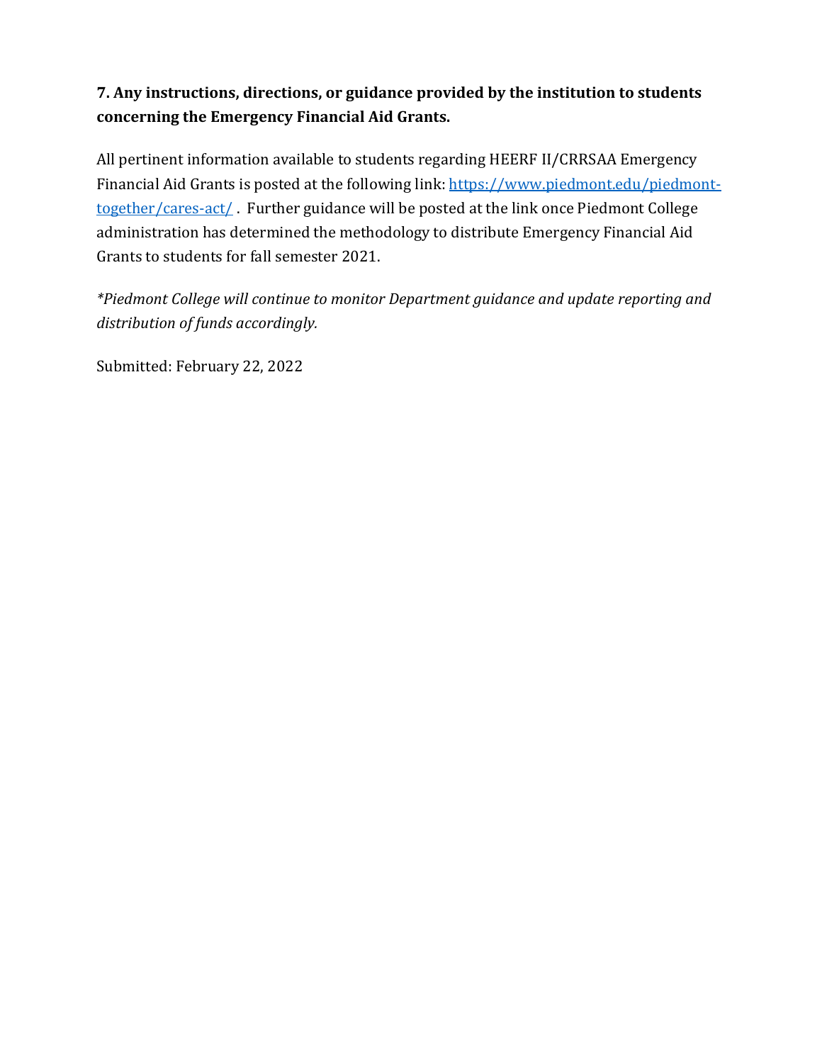**7. Any instructions, directions, or guidance provided by the institution to students concerning the Emergency Financial Aid Grants.**

All pertinent information available to students regarding HEERF II/CRRSAA Emergency Financial Aid Grants is posted at the following link: [https://www.piedmont.edu/piedmont-together/cares-act/](https://www.piedmont.edu/piedmont-together/cares-act/) . Further guidance will be posted at the link once Piedmont College administration has determined the methodology to distribute Emergency Financial Aid Grants to students for fall semester 2021.

*\*Piedmont College will continue to monitor Department guidance and update reporting and distribution of funds accordingly.*

Submitted: February 22, 2022